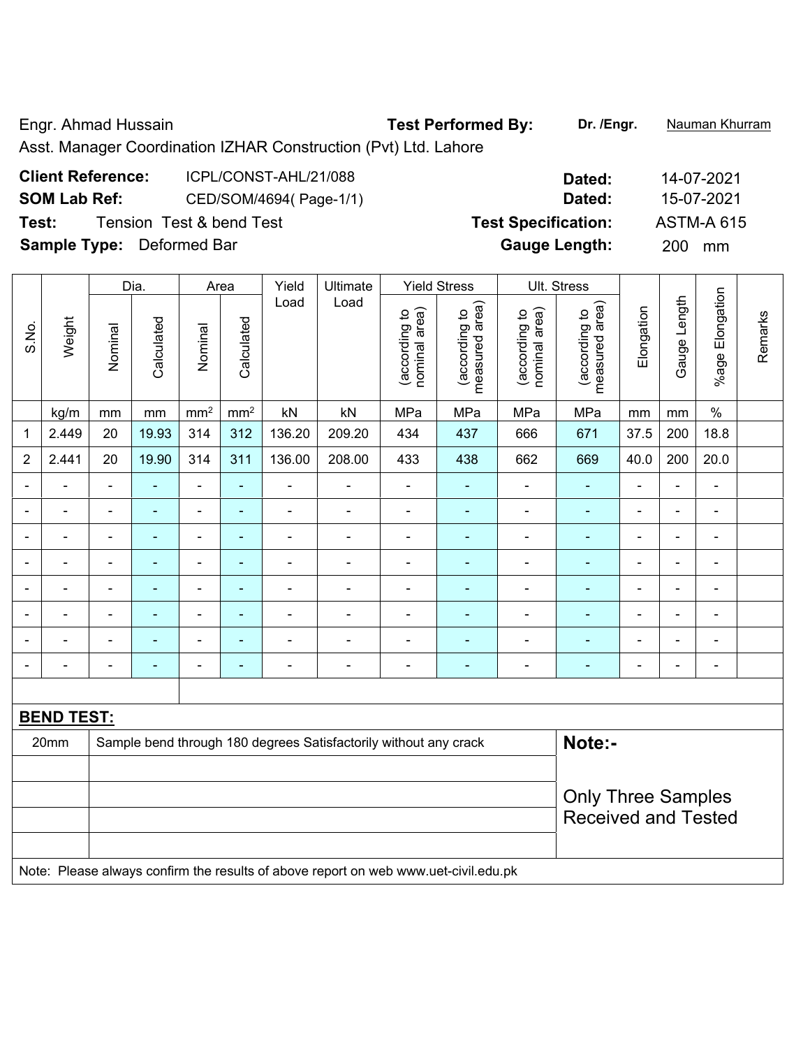Engr. Ahmad Hussain **Test Performed By:** **Dr. /Engr.** Nauman Khurram

Asst. Manager Coordination IZHAR Construction (Pvt) Ltd. Lahore

**Client Reference:** ICPL/CONST-AHL/21/088 **Dated:** 14-07-2021

**SOM Lab Ref:** CED/SOM/4694( Page-1/1) **Dated:** 15-07-2021

**Test:** Tension Test & bend Test **Test Specification:** ASTM-A 615

**Sample Type:** Deformed Bar **Gauge Length:** 200 mm

| S.No. | Weight | Dia. | | Area | | Yield Load | Ultimate Load | Yield Stress | | Ult. Stress | | Elongation | Gauge Length | %age Elongation | Remarks |
|---|---|---|---|---|---|---|---|---|---|---|---|---|---|---|---|
| | | Nominal | Calculated | Nominal | Calculated | | | (according to nominal area) | (according to measured area) | (according to nominal area) | (according to measured area) | | | | |
| | kg/m | mm | mm | mm² | mm² | kN | kN | MPa | MPa | MPa | MPa | mm | mm | % | |
| 1 | 2.449 | 20 | 19.93 | 314 | 312 | 136.20 | 209.20 | 434 | 437 | 666 | 671 | 37.5 | 200 | 18.8 | |
| 2 | 2.441 | 20 | 19.90 | 314 | 311 | 136.00 | 208.00 | 433 | 438 | 662 | 669 | 40.0 | 200 | 20.0 | |
| - | - | - | - | - | - | - | - | - | - | - | - | - | - | - | |
| - | - | - | - | - | - | - | - | - | - | - | - | - | - | - | |
| - | - | - | - | - | - | - | - | - | - | - | - | - | - | - | |
| - | - | - | - | - | - | - | - | - | - | - | - | - | - | - | |
| - | - | - | - | - | - | - | - | - | - | - | - | - | - | - | |
| - | - | - | - | - | - | - | - | - | - | - | - | - | - | - | |
| - | - | - | - | - | - | - | - | - | - | - | - | - | - | - | |
| - | - | - | - | - | - | - | - | - | - | - | - | - | - | - | |

**BEND TEST:**

| | | |
|---|---|---|
| 20mm | Sample bend through 180 degrees Satisfactorily without any crack | **Note:-** |
| | | Only Three Samples Received and Tested |

Note: Please always confirm the results of above report on web www.uet-civil.edu.pk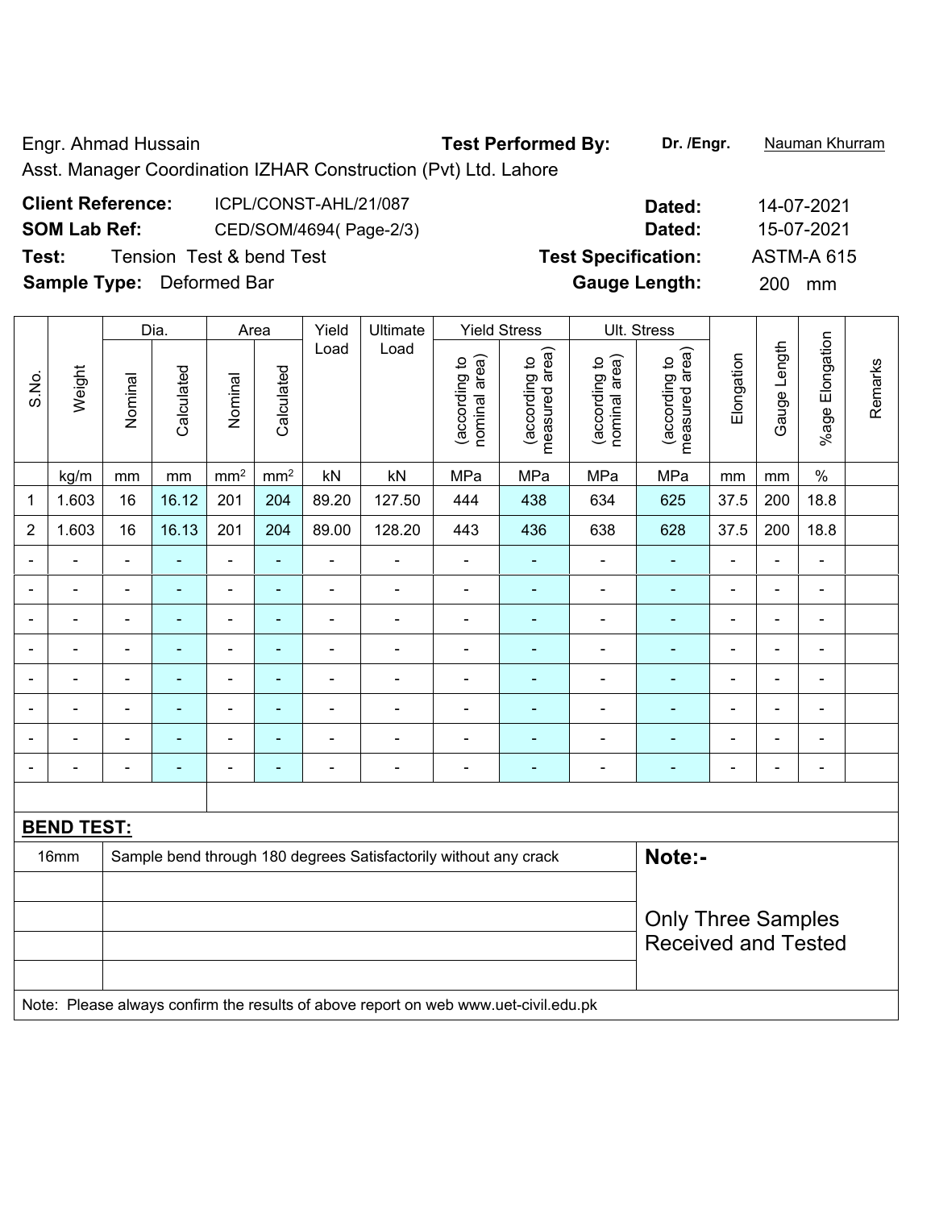Engr. Ahmad Hussain

Asst. Manager Coordination IZHAR Construction (Pvt) Ltd. Lahore

**Test Performed By:** **Dr. /Engr.** Nauman Khurram

**Client Reference:** ICPL/CONST-AHL/21/087 **Dated:** 14-07-2021

**SOM Lab Ref:** CED/SOM/4694( Page-2/3) **Dated:** 15-07-2021

**Test:** Tension Test & bend Test **Test Specification:** ASTM-A 615

**Sample Type:** Deformed Bar **Gauge Length:** 200 mm

| S.No. | Weight | Dia. | | Area | | Yield Load | Ultimate Load | Yield Stress | | Ult. Stress | | Elongation | Gauge Length | %age Elongation | Remarks |
|---|---|---|---|---|---|---|---|---|---|---|---|---|---|---|---|
| | | Nominal | Calculated | Nominal | Calculated | | | (according to nominal area) | (according to measured area) | (according to nominal area) | (according to measured area) | | | | |
| | kg/m | mm | mm | $mm^2$ | $mm^2$ | kN | kN | MPa | MPa | MPa | MPa | mm | mm | % | |
| 1 | 1.603 | 16 | 16.12 | 201 | 204 | 89.20 | 127.50 | 444 | 438 | 634 | 625 | 37.5 | 200 | 18.8 | |
| 2 | 1.603 | 16 | 16.13 | 201 | 204 | 89.00 | 128.20 | 443 | 436 | 638 | 628 | 37.5 | 200 | 18.8 | |
| - | - | - | - | - | - | - | - | - | - | - | - | - | - | - | |
| - | - | - | - | - | - | - | - | - | - | - | - | - | - | - | |
| - | - | - | - | - | - | - | - | - | - | - | - | - | - | - | |
| - | - | - | - | - | - | - | - | - | - | - | - | - | - | - | |
| - | - | - | - | - | - | - | - | - | - | - | - | - | - | - | |
| - | - | - | - | - | - | - | - | - | - | - | - | - | - | - | |
| - | - | - | - | - | - | - | - | - | - | - | - | - | - | - | |
| - | - | - | - | - | - | - | - | - | - | - | - | - | - | - | |

**BEND TEST:**

| | | |
|---|---|---|
| 16mm | Sample bend through 180 degrees Satisfactorily without any crack | **Note:-** Only Three Samples Received and Tested |

Note: Please always confirm the results of above report on web www.uet-civil.edu.pk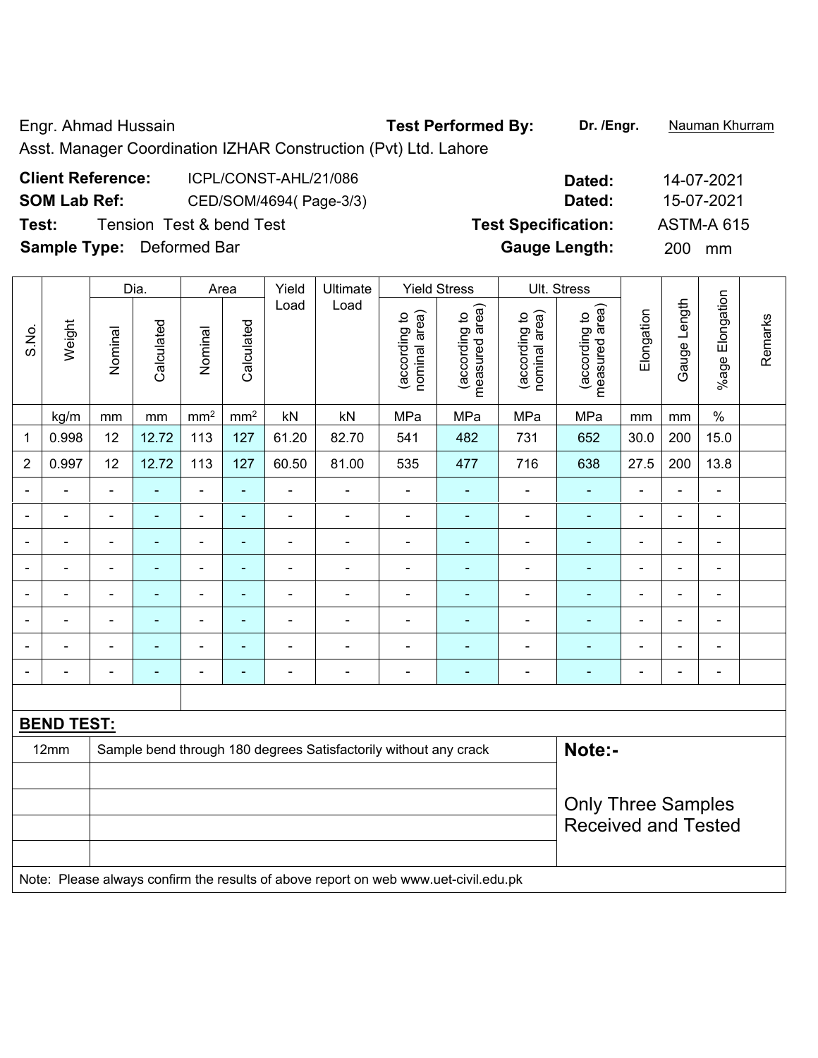Engr. Ahmad Hussain

Asst. Manager Coordination IZHAR Construction (Pvt) Ltd. Lahore

**Test Performed By:** **Dr. /Engr.** Nauman Khurram

**Client Reference:** ICPL/CONST-AHL/21/086 **Dated:** 14-07-2021

**SOM Lab Ref:** CED/SOM/4694( Page-3/3) **Dated:** 15-07-2021

**Test:** Tension Test & bend Test **Test Specification:** ASTM-A 615

**Sample Type:** Deformed Bar **Gauge Length:** 200 mm

| S.No. | Weight | Dia. | | Area | | Yield Load | Ultimate Load | Yield Stress | | Ult. Stress | | Elongation | Gauge Length | %age Elongation | Remarks |
|---|---|---|---|---|---|---|---|---|---|---|---|---|---|---|---|
| | | Nominal | Calculated | Nominal | Calculated | | | (according to nominal area) | (according to measured area) | (according to nominal area) | (according to measured area) | | | | |
| | kg/m | mm | mm | $mm^2$ | $mm^2$ | kN | kN | MPa | MPa | MPa | MPa | mm | mm | % | |
| 1 | 0.998 | 12 | 12.72 | 113 | 127 | 61.20 | 82.70 | 541 | 482 | 731 | 652 | 30.0 | 200 | 15.0 | |
| 2 | 0.997 | 12 | 12.72 | 113 | 127 | 60.50 | 81.00 | 535 | 477 | 716 | 638 | 27.5 | 200 | 13.8 | |
| - | - | - | - | - | - | - | - | - | - | - | - | - | - | - | |
| - | - | - | - | - | - | - | - | - | - | - | - | - | - | - | |
| - | - | - | - | - | - | - | - | - | - | - | - | - | - | - | |
| - | - | - | - | - | - | - | - | - | - | - | - | - | - | - | |
| - | - | - | - | - | - | - | - | - | - | - | - | - | - | - | |
| - | - | - | - | - | - | - | - | - | - | - | - | - | - | - | |
| - | - | - | - | - | - | - | - | - | - | - | - | - | - | - | |
| - | - | - | - | - | - | - | - | - | - | - | - | - | - | - | |

**BEND TEST:**

| | | |
|---|---|---|
| 12mm | Sample bend through 180 degrees Satisfactorily without any crack | **Note:-** |
| | | Only Three Samples Received and Tested |

Note: Please always confirm the results of above report on web www.uet-civil.edu.pk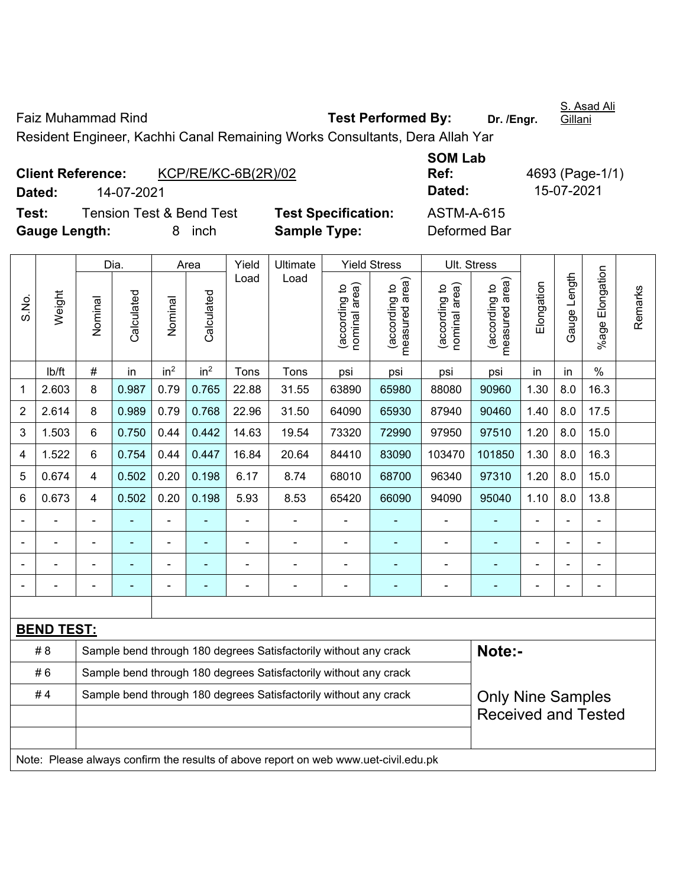Faiz Muhammad Rind

Resident Engineer, Kachhi Canal Remaining Works Consultants, Dera Allah Yar

**Test Performed By:** Dr. /Engr. S. Asad Ali Gillani

**Client Reference:** KCP/RE/KC-6B(2R)/02

**Dated:** 14-07-2021

**SOM Lab Ref:** 4693 (Page-1/1)

**Dated:** 15-07-2021

**Test:** Tension Test & Bend Test

**Test Specification:** ASTM-A-615

**Gauge Length:** 8 inch

**Sample Type:** Deformed Bar

| S.No. | Weight | Dia. | | Area | | Yield Load | Ultimate Load | Yield Stress | | Ult. Stress | | Elongation | Gauge Length | %age Elongation | Remarks |
|---|---|---|---|---|---|---|---|---|---|---|---|---|---|---|---|
| | | Nominal | Calculated | Nominal | Calculated | | | (according to nominal area) | (according to measured area) | (according to nominal area) | (according to measured area) | | | | |
| | lb/ft | # | in | $in^2$ | $in^2$ | Tons | Tons | psi | psi | psi | psi | in | in | % | |
| 1 | 2.603 | 8 | 0.987 | 0.79 | 0.765 | 22.88 | 31.55 | 63890 | 65980 | 88080 | 90960 | 1.30 | 8.0 | 16.3 | |
| 2 | 2.614 | 8 | 0.989 | 0.79 | 0.768 | 22.96 | 31.50 | 64090 | 65930 | 87940 | 90460 | 1.40 | 8.0 | 17.5 | |
| 3 | 1.503 | 6 | 0.750 | 0.44 | 0.442 | 14.63 | 19.54 | 73320 | 72990 | 97950 | 97510 | 1.20 | 8.0 | 15.0 | |
| 4 | 1.522 | 6 | 0.754 | 0.44 | 0.447 | 16.84 | 20.64 | 84410 | 83090 | 103470 | 101850 | 1.30 | 8.0 | 16.3 | |
| 5 | 0.674 | 4 | 0.502 | 0.20 | 0.198 | 6.17 | 8.74 | 68010 | 68700 | 96340 | 97310 | 1.20 | 8.0 | 15.0 | |
| 6 | 0.673 | 4 | 0.502 | 0.20 | 0.198 | 5.93 | 8.53 | 65420 | 66090 | 94090 | 95040 | 1.10 | 8.0 | 13.8 | |
| - | - | - | - | - | - | - | - | - | - | - | - | - | - | - | |
| - | - | - | - | - | - | - | - | - | - | - | - | - | - | - | |
| - | - | - | - | - | - | - | - | - | - | - | - | - | - | - | |
| - | - | - | - | - | - | - | - | - | - | - | - | - | - | - | |

**BEND TEST:**

| | | |
|---|---|---|
| # 8 | Sample bend through 180 degrees Satisfactorily without any crack | **Note:-** |
| # 6 | Sample bend through 180 degrees Satisfactorily without any crack | Only Nine Samples Received and Tested |
| # 4 | Sample bend through 180 degrees Satisfactorily without any crack | |

Note: Please always confirm the results of above report on web www.uet-civil.edu.pk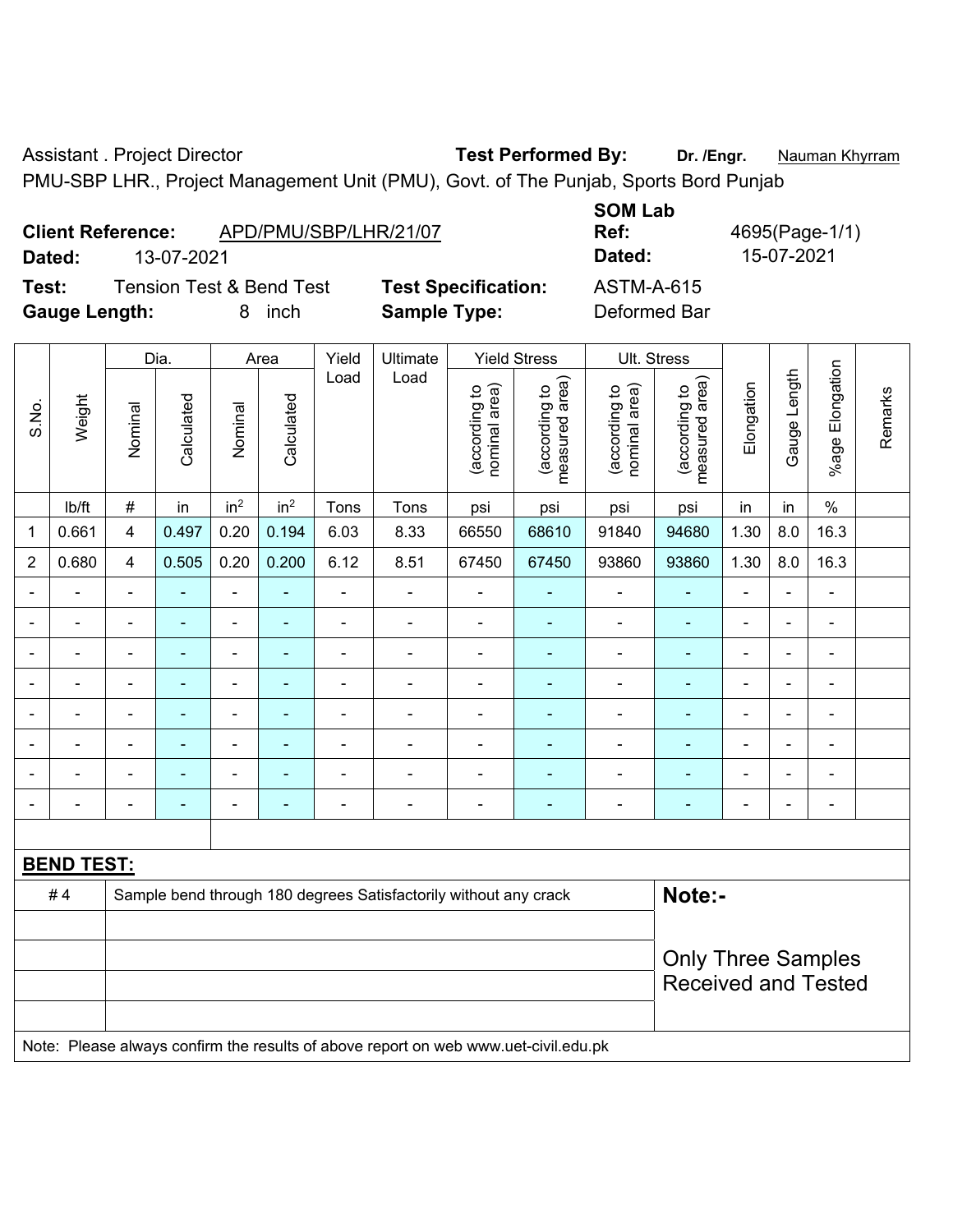Assistant . Project Director **Test Performed By:** **Dr. /Engr.** Nauman Khyrram

PMU-SBP LHR., Project Management Unit (PMU), Govt. of The Punjab, Sports Bord Punjab

**Client Reference:** APD/PMU/SBP/LHR/21/07 **SOM Lab Ref:** 4695(Page-1/1)

**Dated:** 13-07-2021 **Dated:** 15-07-2021

**Test:** Tension Test & Bend Test **Test Specification:** ASTM-A-615

**Gauge Length:** 8 inch **Sample Type:** Deformed Bar

| S.No. | Weight | Dia. | | Area | | Yield Load | Ultimate Load | Yield Stress | | Ult. Stress | | Elongation | Gauge Length | %age Elongation | Remarks |
|---|---|---|---|---|---|---|---|---|---|---|---|---|---|---|---|
| | | Nominal | Calculated | Nominal | Calculated | | | (according to nominal area) | (according to measured area) | (according to nominal area) | (according to measured area) | | | | |
| | lb/ft | # | in | in² | in² | Tons | Tons | psi | psi | psi | psi | in | in | % | |
| 1 | 0.661 | 4 | 0.497 | 0.20 | 0.194 | 6.03 | 8.33 | 66550 | 68610 | 91840 | 94680 | 1.30 | 8.0 | 16.3 | |
| 2 | 0.680 | 4 | 0.505 | 0.20 | 0.200 | 6.12 | 8.51 | 67450 | 67450 | 93860 | 93860 | 1.30 | 8.0 | 16.3 | |
| - | - | - | - | - | - | - | - | - | - | - | - | - | - | - | |
| - | - | - | - | - | - | - | - | - | - | - | - | - | - | - | |
| - | - | - | - | - | - | - | - | - | - | - | - | - | - | - | |
| - | - | - | - | - | - | - | - | - | - | - | - | - | - | - | |
| - | - | - | - | - | - | - | - | - | - | - | - | - | - | - | |
| - | - | - | - | - | - | - | - | - | - | - | - | - | - | - | |
| - | - | - | - | - | - | - | - | - | - | - | - | - | - | - | |
| - | - | - | - | - | - | - | - | - | - | - | - | - | - | - | |

**BEND TEST:**

| | | |
|---|---|---|
| # 4 | Sample bend through 180 degrees Satisfactorily without any crack | **Note:-** |
| | | Only Three Samples Received and Tested |

Note: Please always confirm the results of above report on web www.uet-civil.edu.pk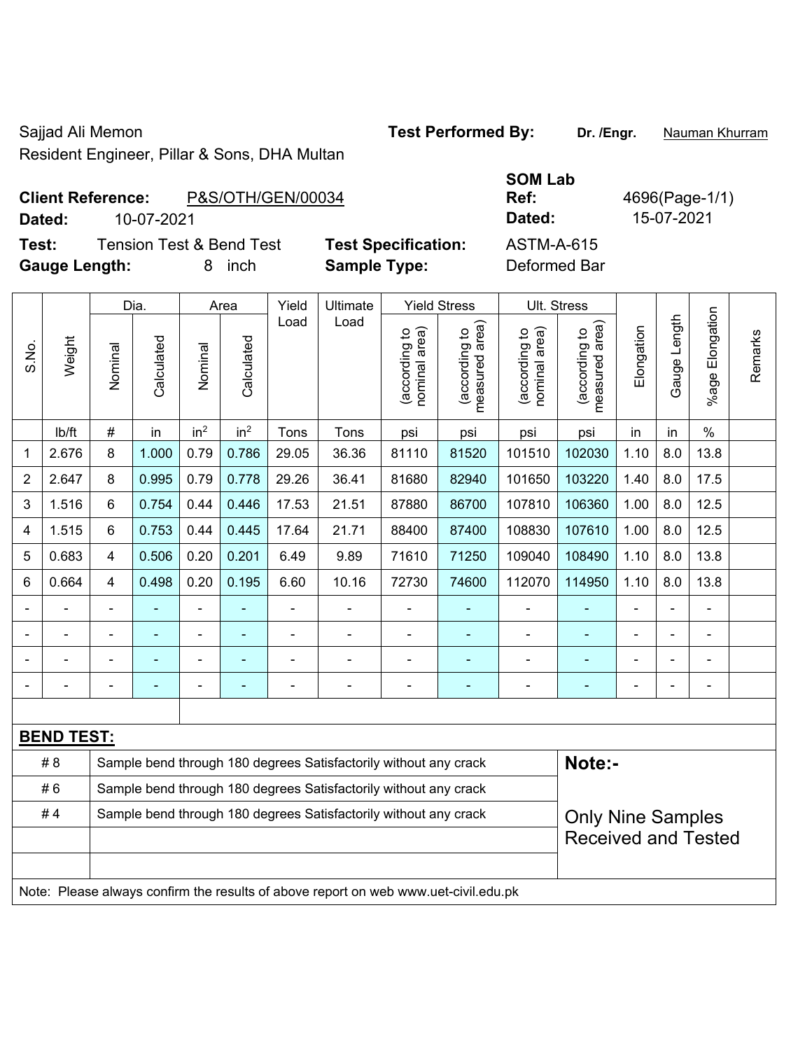Sajjad Ali Memon
Resident Engineer, Pillar & Sons, DHA Multan

**Test Performed By:** Dr. /Engr. Nauman Khurram

**Client Reference:** P&S/OTH/GEN/00034
**Dated:** 10-07-2021

**SOM Lab Ref:** 4696(Page-1/1)
**Dated:** 15-07-2021

**Test:** Tension Test & Bend Test
**Test Specification:** ASTM-A-615
**Gauge Length:** 8 inch
**Sample Type:** Deformed Bar

| S.No. | Weight | Dia. | | Area | | Yield Load | Ultimate Load | Yield Stress | | Ult. Stress | | Elongation | Gauge Length | %age Elongation | Remarks |
|---|---|---|---|---|---|---|---|---|---|---|---|---|---|---|---|
| | | Nominal | Calculated | Nominal | Calculated | | | (according to nominal area) | (according to measured area) | (according to nominal area) | (according to measured area) | | | | |
| | lb/ft | # | in | $in^2$ | $in^2$ | Tons | Tons | psi | psi | psi | psi | in | in | % | |
| 1 | 2.676 | 8 | 1.000 | 0.79 | 0.786 | 29.05 | 36.36 | 81110 | 81520 | 101510 | 102030 | 1.10 | 8.0 | 13.8 | |
| 2 | 2.647 | 8 | 0.995 | 0.79 | 0.778 | 29.26 | 36.41 | 81680 | 82940 | 101650 | 103220 | 1.40 | 8.0 | 17.5 | |
| 3 | 1.516 | 6 | 0.754 | 0.44 | 0.446 | 17.53 | 21.51 | 87880 | 86700 | 107810 | 106360 | 1.00 | 8.0 | 12.5 | |
| 4 | 1.515 | 6 | 0.753 | 0.44 | 0.445 | 17.64 | 21.71 | 88400 | 87400 | 108830 | 107610 | 1.00 | 8.0 | 12.5 | |
| 5 | 0.683 | 4 | 0.506 | 0.20 | 0.201 | 6.49 | 9.89 | 71610 | 71250 | 109040 | 108490 | 1.10 | 8.0 | 13.8 | |
| 6 | 0.664 | 4 | 0.498 | 0.20 | 0.195 | 6.60 | 10.16 | 72730 | 74600 | 112070 | 114950 | 1.10 | 8.0 | 13.8 | |
| - | - | - | - | - | - | - | - | - | - | - | - | - | - | - | |
| - | - | - | - | - | - | - | - | - | - | - | - | - | - | - | |
| - | - | - | - | - | - | - | - | - | - | - | - | - | - | - | |
| - | - | - | - | - | - | - | - | - | - | - | - | - | - | - | |

**BEND TEST:**

| | |
|---|---|
| # 8 | Sample bend through 180 degrees Satisfactorily without any crack |
| # 6 | Sample bend through 180 degrees Satisfactorily without any crack |
| # 4 | Sample bend through 180 degrees Satisfactorily without any crack |

**Note:-**

Only Nine Samples Received and Tested

Note: Please always confirm the results of above report on web www.uet-civil.edu.pk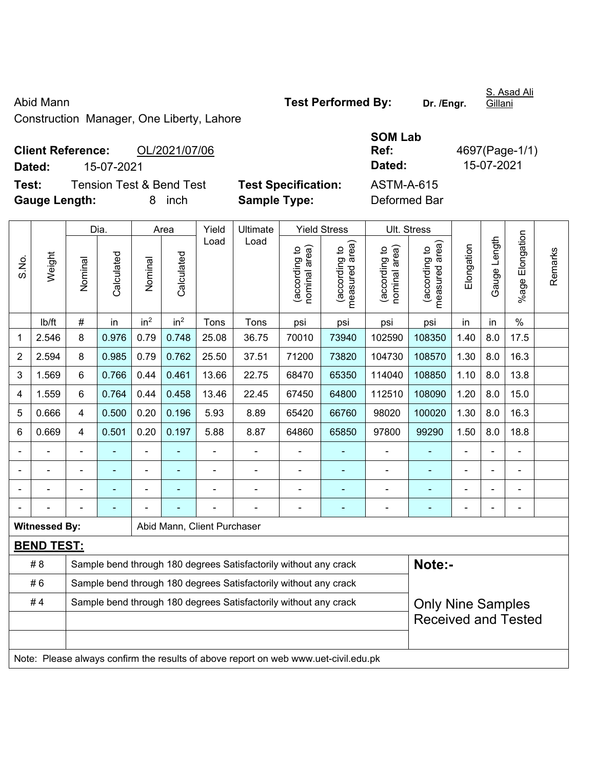Abid Mann

Construction Manager, One Liberty, Lahore

**Test Performed By:** **Dr. /Engr.** S. Asad Ali Gillani

**Client Reference:** OL/2021/07/06

**Dated:** 15-07-2021

**SOM Lab Ref:** 4697(Page-1/1)

**Dated:** 15-07-2021

**Test:** Tension Test & Bend Test

**Test Specification:** ASTM-A-615

**Gauge Length:** 8 inch

**Sample Type:** Deformed Bar

| S.No. | Weight | Dia. | | Area | | Yield Load | Ultimate Load | Yield Stress | | Ult. Stress | | Elongation | Gauge Length | %age Elongation | Remarks |
|---|---|---|---|---|---|---|---|---|---|---|---|---|---|---|---|
| | | Nominal | Calculated | Nominal | Calculated | | | (according to nominal area) | (according to measured area) | (according to nominal area) | (according to measured area) | | | | |
| | lb/ft | # | in | $in^2$ | $in^2$ | Tons | Tons | psi | psi | psi | psi | in | in | % | |
| 1 | 2.546 | 8 | 0.976 | 0.79 | 0.748 | 25.08 | 36.75 | 70010 | 73940 | 102590 | 108350 | 1.40 | 8.0 | 17.5 | |
| 2 | 2.594 | 8 | 0.985 | 0.79 | 0.762 | 25.50 | 37.51 | 71200 | 73820 | 104730 | 108570 | 1.30 | 8.0 | 16.3 | |
| 3 | 1.569 | 6 | 0.766 | 0.44 | 0.461 | 13.66 | 22.75 | 68470 | 65350 | 114040 | 108850 | 1.10 | 8.0 | 13.8 | |
| 4 | 1.559 | 6 | 0.764 | 0.44 | 0.458 | 13.46 | 22.45 | 67450 | 64800 | 112510 | 108090 | 1.20 | 8.0 | 15.0 | |
| 5 | 0.666 | 4 | 0.500 | 0.20 | 0.196 | 5.93 | 8.89 | 65420 | 66760 | 98020 | 100020 | 1.30 | 8.0 | 16.3 | |
| 6 | 0.669 | 4 | 0.501 | 0.20 | 0.197 | 5.88 | 8.87 | 64860 | 65850 | 97800 | 99290 | 1.50 | 8.0 | 18.8 | |
| - | - | - | - | - | - | - | - | - | - | - | - | - | - | - | |
| - | - | - | - | - | - | - | - | - | - | - | - | - | - | - | |
| - | - | - | - | - | - | - | - | - | - | - | - | - | - | - | |
| - | - | - | - | - | - | - | - | - | - | - | - | - | - | - | |

**Witnessed By:** Abid Mann, Client Purchaser

**BEND TEST:**

| | |
|---|---|
| # 8 | Sample bend through 180 degrees Satisfactorily without any crack |
| # 6 | Sample bend through 180 degrees Satisfactorily without any crack |
| # 4 | Sample bend through 180 degrees Satisfactorily without any crack |
| | |
| | |

**Note:-**

Only Nine Samples Received and Tested

Note: Please always confirm the results of above report on web www.uet-civil.edu.pk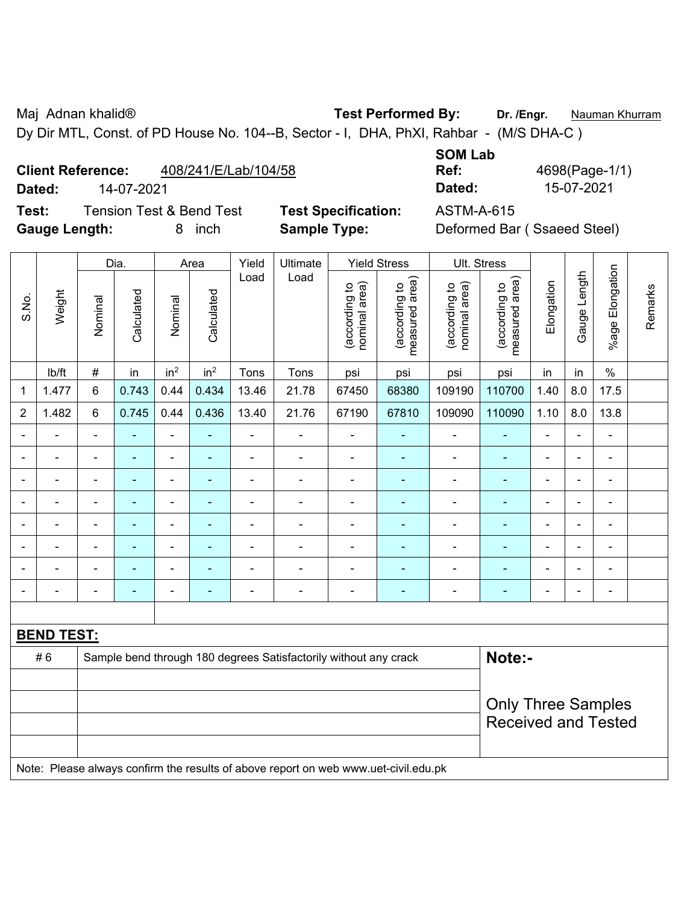Maj Adnan khalid® **Test Performed By:** **Dr. /Engr.** Nauman Khurram

Dy Dir MTL, Const. of PD House No. 104--B, Sector - I, DHA, PhXI, Rahbar - (M/S DHA-C )

**Client Reference:** 408/241/E/Lab/104/58 **SOM Lab Ref:** 4698(Page-1/1)

**Dated:** 14-07-2021 **Dated:** 15-07-2021

**Test:** Tension Test & Bend Test **Test Specification:** ASTM-A-615

**Gauge Length:** 8 inch **Sample Type:** Deformed Bar ( Ssaeed Steel)

| S.No. | Weight | Dia. | | Area | | Yield Load | Ultimate Load | Yield Stress | | Ult. Stress | | Elongation | Gauge Length | %age Elongation | Remarks |
|---|---|---|---|---|---|---|---|---|---|---|---|---|---|---|---|
| | | Nominal | Calculated | Nominal | Calculated | | | (according to nominal area) | (according to measured area) | (according to nominal area) | (according to measured area) | | | | |
| | lb/ft | # | in | $in^2$ | $in^2$ | Tons | Tons | psi | psi | psi | psi | in | in | % | |
| 1 | 1.477 | 6 | 0.743 | 0.44 | 0.434 | 13.46 | 21.78 | 67450 | 68380 | 109190 | 110700 | 1.40 | 8.0 | 17.5 | |
| 2 | 1.482 | 6 | 0.745 | 0.44 | 0.436 | 13.40 | 21.76 | 67190 | 67810 | 109090 | 110090 | 1.10 | 8.0 | 13.8 | |
| - | - | - | - | - | - | - | - | - | - | - | - | - | - | - | |
| - | - | - | - | - | - | - | - | - | - | - | - | - | - | - | |
| - | - | - | - | - | - | - | - | - | - | - | - | - | - | - | |
| - | - | - | - | - | - | - | - | - | - | - | - | - | - | - | |
| - | - | - | - | - | - | - | - | - | - | - | - | - | - | - | |
| - | - | - | - | - | - | - | - | - | - | - | - | - | - | - | |
| - | - | - | - | - | - | - | - | - | - | - | - | - | - | - | |
| - | - | - | - | - | - | - | - | - | - | - | - | - | - | - | |

**BEND TEST:**

| # 6 | Sample bend through 180 degrees Satisfactorily without any crack |
|---|---|

**Note:-**

Only Three Samples Received and Tested

Note: Please always confirm the results of above report on web www.uet-civil.edu.pk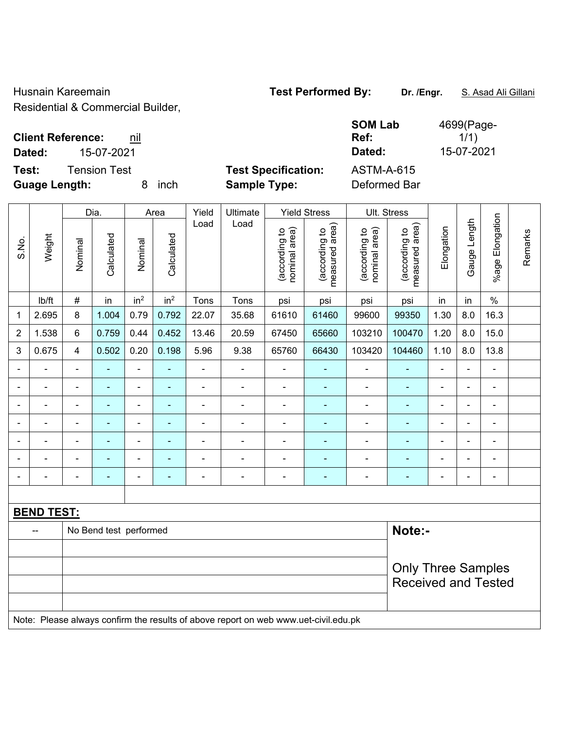Husnain Kareemain
Residential & Commercial Builder,

**Test Performed By:** **Dr. /Engr.** S. Asad Ali Gillani

**Client Reference:** nil
**Dated:** 15-07-2021

**SOM Lab Ref:** 4699(Page-1/1)
**Dated:** 15-07-2021

**Test:** Tension Test
**Guage Length:** 8 inch

**Test Specification:** ASTM-A-615
**Sample Type:** Deformed Bar

| S.No. | Weight | Dia. | | Area | | Yield Load | Ultimate Load | Yield Stress | | Ult. Stress | | Elongation | Gauge Length | %age Elongation | Remarks |
|---|---|---|---|---|---|---|---|---|---|---|---|---|---|---|---|
| | | Nominal | Calculated | Nominal | Calculated | | | (according to nominal area) | (according to measured area) | (according to nominal area) | (according to measured area) | | | | |
| | lb/ft | # | in | $in^2$ | $in^2$ | Tons | Tons | psi | psi | psi | psi | in | in | % | |
| 1 | 2.695 | 8 | 1.004 | 0.79 | 0.792 | 22.07 | 35.68 | 61610 | 61460 | 99600 | 99350 | 1.30 | 8.0 | 16.3 | |
| 2 | 1.538 | 6 | 0.759 | 0.44 | 0.452 | 13.46 | 20.59 | 67450 | 65660 | 103210 | 100470 | 1.20 | 8.0 | 15.0 | |
| 3 | 0.675 | 4 | 0.502 | 0.20 | 0.198 | 5.96 | 9.38 | 65760 | 66430 | 103420 | 104460 | 1.10 | 8.0 | 13.8 | |
| - | - | - | - | - | - | - | - | - | - | - | - | - | - | - | |
| - | - | - | - | - | - | - | - | - | - | - | - | - | - | - | |
| - | - | - | - | - | - | - | - | - | - | - | - | - | - | - | |
| - | - | - | - | - | - | - | - | - | - | - | - | - | - | - | |
| - | - | - | - | - | - | - | - | - | - | - | - | - | - | - | |
| - | - | - | - | - | - | - | - | - | - | - | - | - | - | - | |
| - | - | - | - | - | - | - | - | - | - | - | - | - | - | - | |

**BEND TEST:**

| -- | No Bend test performed |
|---|---|

**Note:-**

Only Three Samples Received and Tested

Note: Please always confirm the results of above report on web www.uet-civil.edu.pk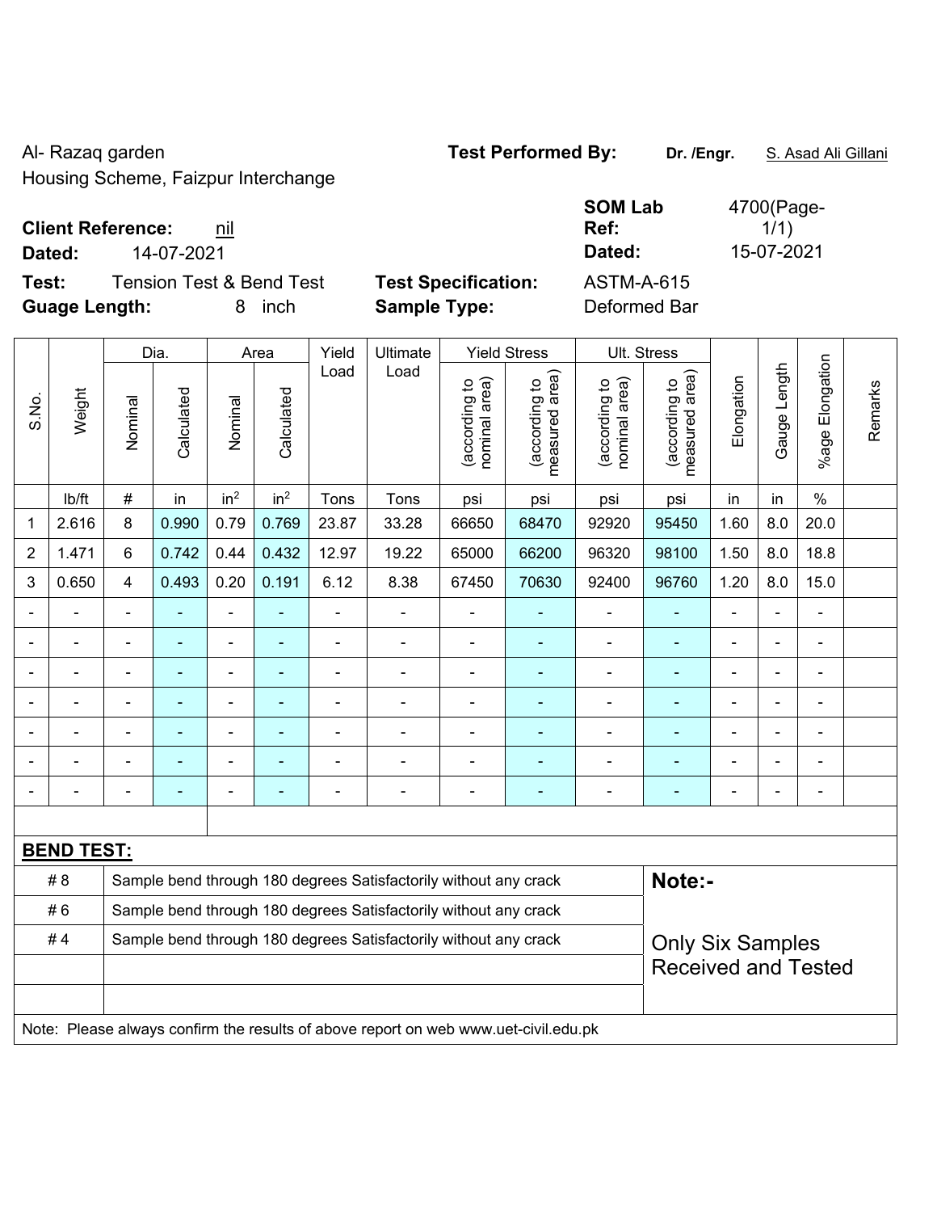Al- Razaq garden
Housing Scheme, Faizpur Interchange

**Test Performed By:** **Dr. /Engr.** S. Asad Ali Gillani

**Client Reference:** nil
**Dated:** 14-07-2021

**SOM Lab Ref:** 4700(Page-1/1)
**Dated:** 15-07-2021

**Test:** Tension Test & Bend Test
**Guage Length:** 8 inch

**Test Specification:** ASTM-A-615
**Sample Type:** Deformed Bar

| S.No. | Weight | Dia. | | Area | | Yield Load | Ultimate Load | Yield Stress | | Ult. Stress | | Elongation | Gauge Length | %age Elongation | Remarks |
|---|---|---|---|---|---|---|---|---|---|---|---|---|---|---|---|
| | | Nominal | Calculated | Nominal | Calculated | | | (according to nominal area) | (according to measured area) | (according to nominal area) | (according to measured area) | | | | |
| | lb/ft | # | in | in² | in² | Tons | Tons | psi | psi | psi | psi | in | in | % | |
| 1 | 2.616 | 8 | 0.990 | 0.79 | 0.769 | 23.87 | 33.28 | 66650 | 68470 | 92920 | 95450 | 1.60 | 8.0 | 20.0 | |
| 2 | 1.471 | 6 | 0.742 | 0.44 | 0.432 | 12.97 | 19.22 | 65000 | 66200 | 96320 | 98100 | 1.50 | 8.0 | 18.8 | |
| 3 | 0.650 | 4 | 0.493 | 0.20 | 0.191 | 6.12 | 8.38 | 67450 | 70630 | 92400 | 96760 | 1.20 | 8.0 | 15.0 | |
| - | - | - | - | - | - | - | - | - | - | - | - | - | - | - | |
| - | - | - | - | - | - | - | - | - | - | - | - | - | - | - | |
| - | - | - | - | - | - | - | - | - | - | - | - | - | - | - | |
| - | - | - | - | - | - | - | - | - | - | - | - | - | - | - | |
| - | - | - | - | - | - | - | - | - | - | - | - | - | - | - | |
| - | - | - | - | - | - | - | - | - | - | - | - | - | - | - | |
| - | - | - | - | - | - | - | - | - | - | - | - | - | - | - | |

**BEND TEST:**

| | |
|---|---|
| # 8 | Sample bend through 180 degrees Satisfactorily without any crack |
| # 6 | Sample bend through 180 degrees Satisfactorily without any crack |
| # 4 | Sample bend through 180 degrees Satisfactorily without any crack |

**Note:-**

Only Six Samples Received and Tested

Note: Please always confirm the results of above report on web www.uet-civil.edu.pk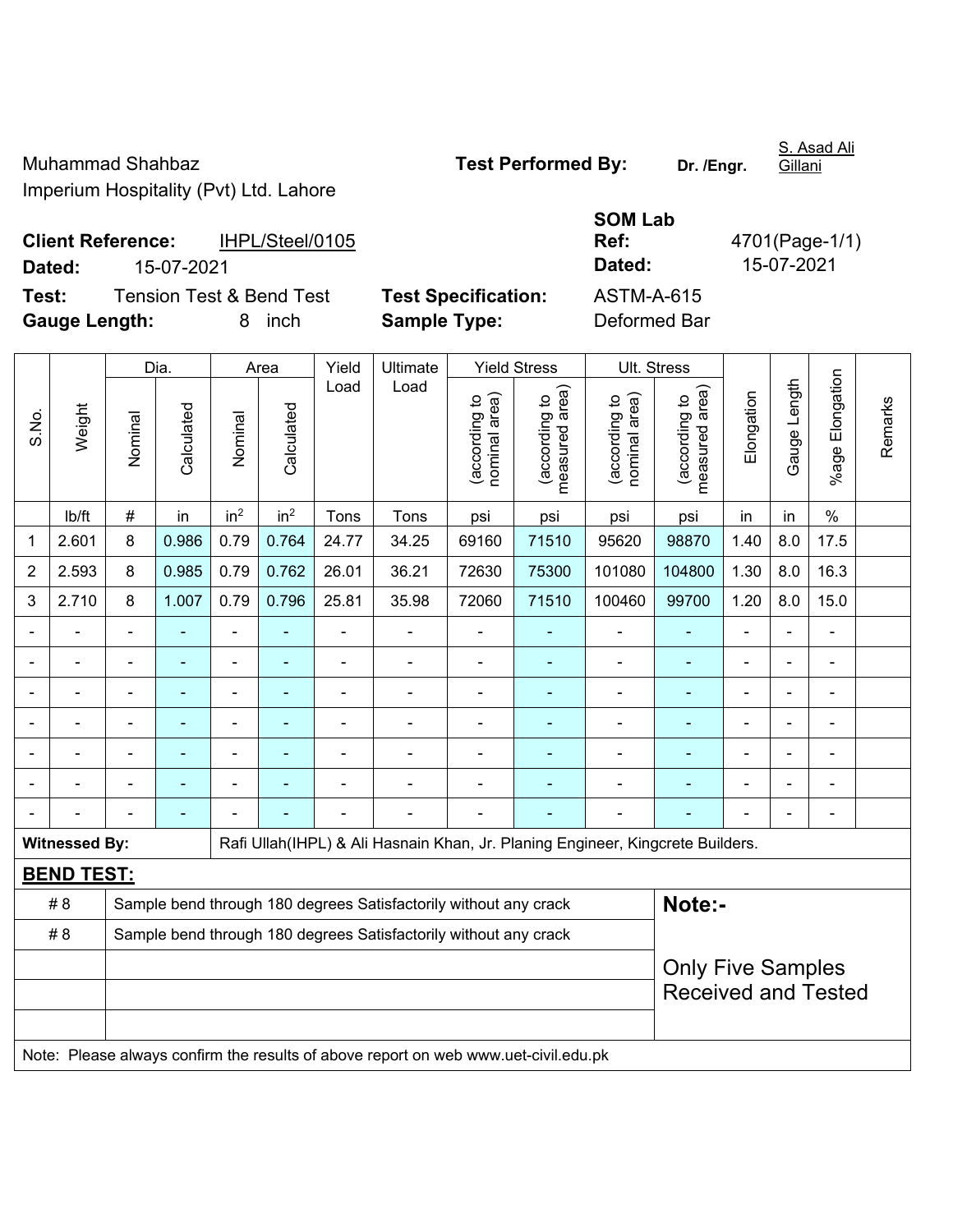Muhammad Shahbaz
Imperium Hospitality (Pvt) Ltd. Lahore

**Test Performed By:** **Dr. /Engr.** S. Asad Ali Gillani

**Client Reference:** IHPL/Steel/0105
**Dated:** 15-07-2021

**SOM Lab Ref:** 4701(Page-1/1)
**Dated:** 15-07-2021

**Test:** Tension Test & Bend Test
**Gauge Length:** 8 inch

**Test Specification:** ASTM-A-615
**Sample Type:** Deformed Bar

| S.No. | Weight | Dia. | | Area | | Yield Load | Ultimate Load | Yield Stress | | Ult. Stress | | Elongation | Gauge Length | %age Elongation | Remarks |
|---|---|---|---|---|---|---|---|---|---|---|---|---|---|---|---|
| | | Nominal | Calculated | Nominal | Calculated | | | (according to nominal area) | (according to measured area) | (according to nominal area) | (according to measured area) | | | | |
| | lb/ft | # | in | $in^2$ | $in^2$ | Tons | Tons | psi | psi | psi | psi | in | in | % | |
| 1 | 2.601 | 8 | 0.986 | 0.79 | 0.764 | 24.77 | 34.25 | 69160 | 71510 | 95620 | 98870 | 1.40 | 8.0 | 17.5 | |
| 2 | 2.593 | 8 | 0.985 | 0.79 | 0.762 | 26.01 | 36.21 | 72630 | 75300 | 101080 | 104800 | 1.30 | 8.0 | 16.3 | |
| 3 | 2.710 | 8 | 1.007 | 0.79 | 0.796 | 25.81 | 35.98 | 72060 | 71510 | 100460 | 99700 | 1.20 | 8.0 | 15.0 | |
| - | - | - | - | - | - | - | - | - | - | - | - | - | - | - | |
| - | - | - | - | - | - | - | - | - | - | - | - | - | - | - | |
| - | - | - | - | - | - | - | - | - | - | - | - | - | - | - | |
| - | - | - | - | - | - | - | - | - | - | - | - | - | - | - | |
| - | - | - | - | - | - | - | - | - | - | - | - | - | - | - | |
| - | - | - | - | - | - | - | - | - | - | - | - | - | - | - | |
| - | - | - | - | - | - | - | - | - | - | - | - | - | - | - | |

**Witnessed By:** Rafi Ullah(IHPL) & Ali Hasnain Khan, Jr. Planing Engineer, Kingcrete Builders.

**BEND TEST:**

| | |
|---|---|
| # 8 | Sample bend through 180 degrees Satisfactorily without any crack |
| # 8 | Sample bend through 180 degrees Satisfactorily without any crack |

**Note:-**

Only Five Samples Received and Tested

Note: Please always confirm the results of above report on web www.uet-civil.edu.pk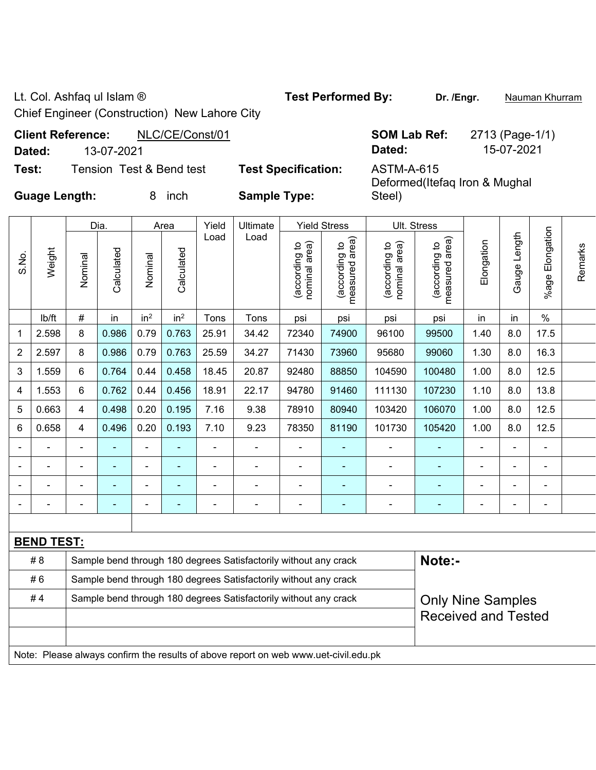Lt. Col. Ashfaq ul Islam ®

Chief Engineer (Construction) New Lahore City

**Test Performed By:** Dr. /Engr. Nauman Khurram

**Client Reference:** NLC/CE/Const/01

**Dated:** 13-07-2021

**SOM Lab Ref:** 2713 (Page-1/1)

**Dated:** 15-07-2021

**Test:** Tension Test & Bend test

**Test Specification:** ASTM-A-615

**Guage Length:** 8 inch

**Sample Type:** Deformed(Itefaq Iron & Mughal Steel)

| S.No. | Weight | Dia. | | Area | | Yield Load | Ultimate Load | Yield Stress | | Ult. Stress | | Elongation | Gauge Length | %age Elongation | Remarks |
|---|---|---|---|---|---|---|---|---|---|---|---|---|---|---|---|
| | | Nominal | Calculated | Nominal | Calculated | | | (according to nominal area) | (according to measured area) | (according to nominal area) | (according to measured area) | | | | |
| | lb/ft | # | in | in² | in² | Tons | Tons | psi | psi | psi | psi | in | in | % | |
| 1 | 2.598 | 8 | 0.986 | 0.79 | 0.763 | 25.91 | 34.42 | 72340 | 74900 | 96100 | 99500 | 1.40 | 8.0 | 17.5 | |
| 2 | 2.597 | 8 | 0.986 | 0.79 | 0.763 | 25.59 | 34.27 | 71430 | 73960 | 95680 | 99060 | 1.30 | 8.0 | 16.3 | |
| 3 | 1.559 | 6 | 0.764 | 0.44 | 0.458 | 18.45 | 20.87 | 92480 | 88850 | 104590 | 100480 | 1.00 | 8.0 | 12.5 | |
| 4 | 1.553 | 6 | 0.762 | 0.44 | 0.456 | 18.91 | 22.17 | 94780 | 91460 | 111130 | 107230 | 1.10 | 8.0 | 13.8 | |
| 5 | 0.663 | 4 | 0.498 | 0.20 | 0.195 | 7.16 | 9.38 | 78910 | 80940 | 103420 | 106070 | 1.00 | 8.0 | 12.5 | |
| 6 | 0.658 | 4 | 0.496 | 0.20 | 0.193 | 7.10 | 9.23 | 78350 | 81190 | 101730 | 105420 | 1.00 | 8.0 | 12.5 | |
| - | - | - | - | - | - | - | - | - | - | - | - | - | - | - | |
| - | - | - | - | - | - | - | - | - | - | - | - | - | - | - | |
| - | - | - | - | - | - | - | - | - | - | - | - | - | - | - | |
| - | - | - | - | - | - | - | - | - | - | - | - | - | - | - | |

**BEND TEST:**

| | | |
|---|---|---|
| # 8 | Sample bend through 180 degrees Satisfactorily without any crack | **Note:-** |
| # 6 | Sample bend through 180 degrees Satisfactorily without any crack | |
| # 4 | Sample bend through 180 degrees Satisfactorily without any crack | Only Nine Samples Received and Tested |

Note: Please always confirm the results of above report on web www.uet-civil.edu.pk